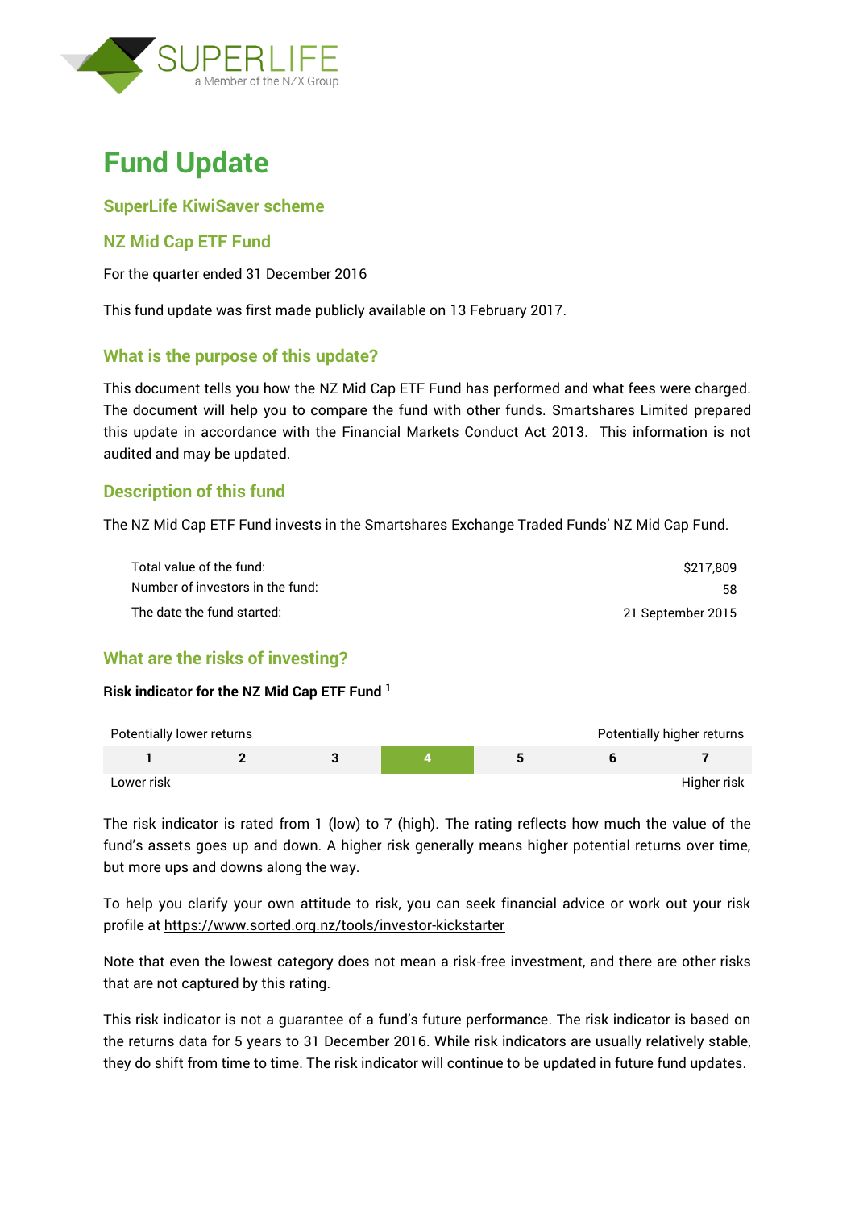SUPERLIFE
a Member of the NZX Group

# Fund Update

## SuperLife KiwiSaver scheme

## NZ Mid Cap ETF Fund

For the quarter ended 31 December 2016

This fund update was first made publicly available on 13 February 2017.

## What is the purpose of this update?

This document tells you how the NZ Mid Cap ETF Fund has performed and what fees were charged. The document will help you to compare the fund with other funds. Smartshares Limited prepared this update in accordance with the Financial Markets Conduct Act 2013. This information is not audited and may be updated.

## Description of this fund

The NZ Mid Cap ETF Fund invests in the Smartshares Exchange Traded Funds' NZ Mid Cap Fund.

| | |
|---|---|
| Total value of the fund: | $217,809 |
| Number of investors in the fund: | 58 |
| The date the fund started: | 21 September 2015 |

## What are the risks of investing?

**Risk indicator for the NZ Mid Cap ETF Fund [1]**

Potentially lower returns — Potentially higher returns

| 1 | 2 | 3 | **4** | 5 | 6 | 7 |
|---|---|---|---|---|---|---|

Lower risk — Higher risk

(The fund's risk indicator is 4.)

The risk indicator is rated from 1 (low) to 7 (high). The rating reflects how much the value of the fund's assets goes up and down. A higher risk generally means higher potential returns over time, but more ups and downs along the way.

To help you clarify your own attitude to risk, you can seek financial advice or work out your risk profile at https://www.sorted.org.nz/tools/investor-kickstarter

Note that even the lowest category does not mean a risk-free investment, and there are other risks that are not captured by this rating.

This risk indicator is not a guarantee of a fund's future performance. The risk indicator is based on the returns data for 5 years to 31 December 2016. While risk indicators are usually relatively stable, they do shift from time to time. The risk indicator will continue to be updated in future fund updates.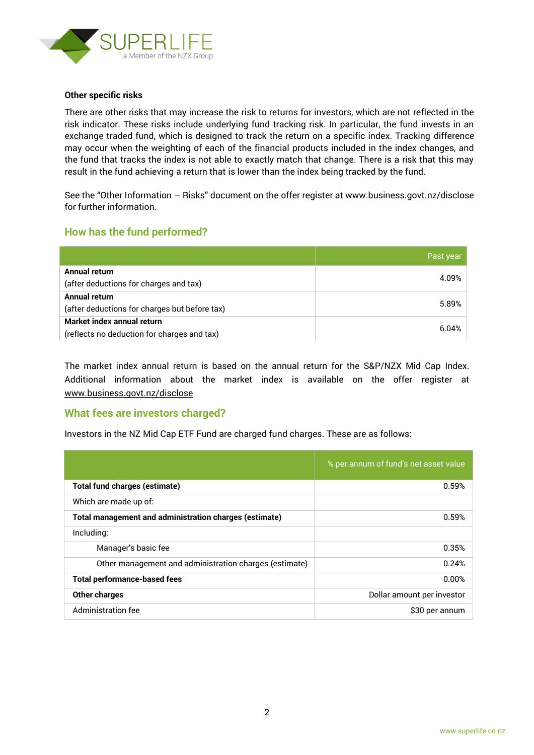**Other specific risks**

There are other risks that may increase the risk to returns for investors, which are not reflected in the risk indicator. These risks include underlying fund tracking risk. In particular, the fund invests in an exchange traded fund, which is designed to track the return on a specific index. Tracking difference may occur when the weighting of each of the financial products included in the index changes, and the fund that tracks the index is not able to exactly match that change. There is a risk that this may result in the fund achieving a return that is lower than the index being tracked by the fund.

See the "Other Information – Risks" document on the offer register at www.business.govt.nz/disclose for further information.

## How has the fund performed?

| | Past year |
|---|---|
| **Annual return** (after deductions for charges and tax) | 4.09% |
| **Annual return** (after deductions for charges but before tax) | 5.89% |
| **Market index annual return** (reflects no deduction for charges and tax) | 6.04% |

The market index annual return is based on the annual return for the S&P/NZX Mid Cap Index. Additional information about the market index is available on the offer register at www.business.govt.nz/disclose

## What fees are investors charged?

Investors in the NZ Mid Cap ETF Fund are charged fund charges. These are as follows:

| | % per annum of fund's net asset value |
|---|---|
| **Total fund charges (estimate)** | 0.59% |
| Which are made up of: | |
| **Total management and administration charges (estimate)** | 0.59% |
| Including: | |
| Manager's basic fee | 0.35% |
| Other management and administration charges (estimate) | 0.24% |
| **Total performance-based fees** | 0.00% |
| **Other charges** | Dollar amount per investor |
| Administration fee | $30 per annum |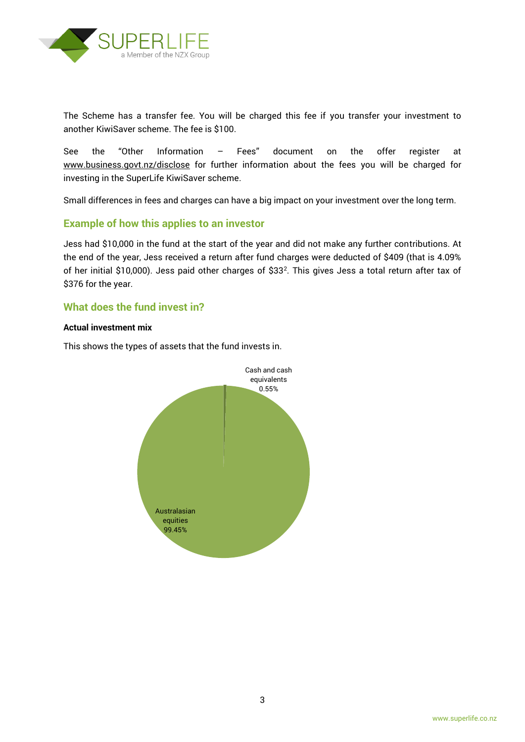The Scheme has a transfer fee. You will be charged this fee if you transfer your investment to another KiwiSaver scheme. The fee is $100.

See the "Other Information – Fees" document on the offer register at www.business.govt.nz/disclose for further information about the fees you will be charged for investing in the SuperLife KiwiSaver scheme.

Small differences in fees and charges can have a big impact on your investment over the long term.

## Example of how this applies to an investor

Jess had $10,000 in the fund at the start of the year and did not make any further contributions. At the end of the year, Jess received a return after fund charges were deducted of $409 (that is 4.09% of her initial $10,000). Jess paid other charges of $33[2]. This gives Jess a total return after tax of $376 for the year.

## What does the fund invest in?

**Actual investment mix**

This shows the types of assets that the fund invests in.

| Asset type | Percentage |
| --- | --- |
| Cash and cash equivalents | 0.55% |
| Australasian equities | 99.45% |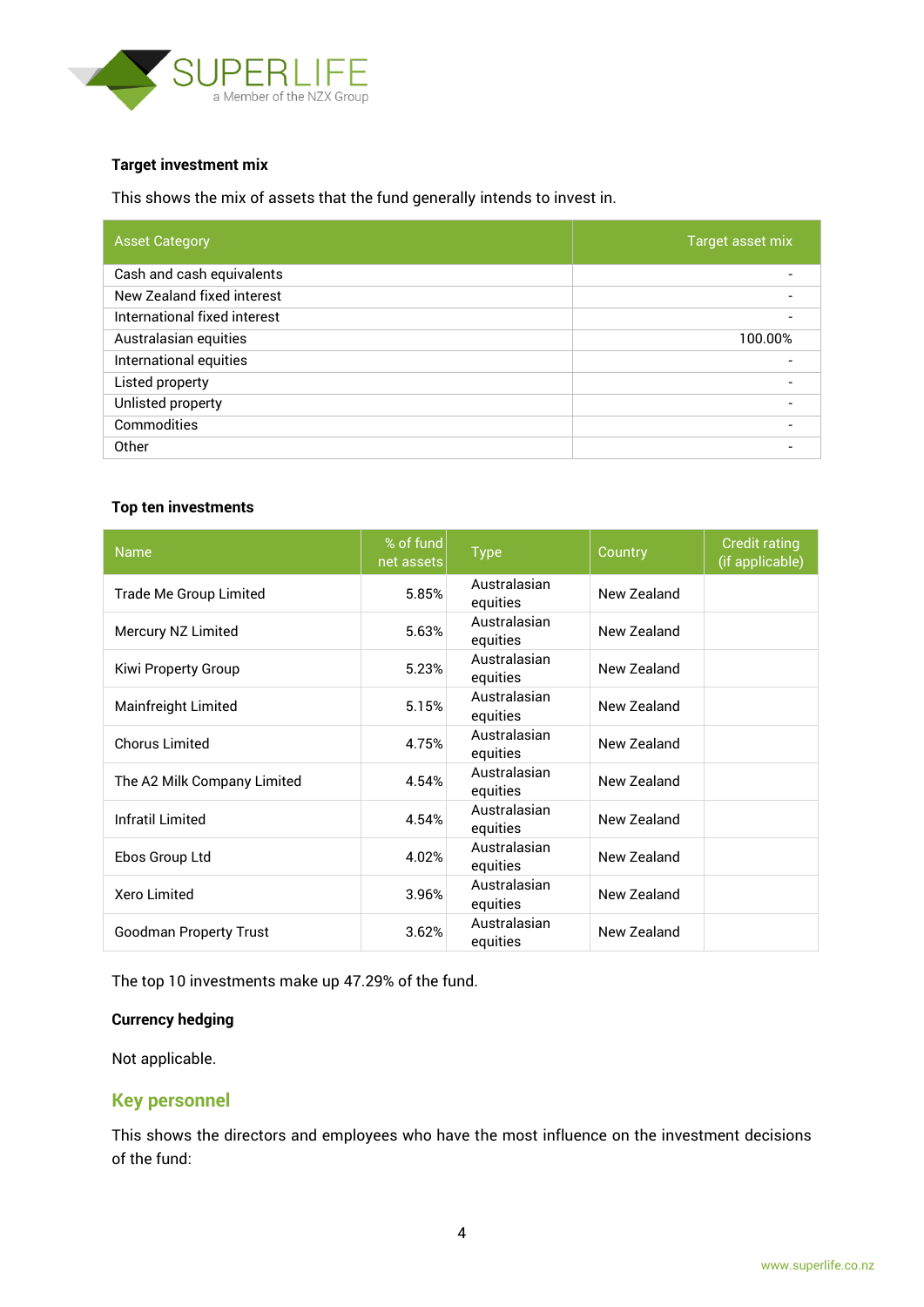**Target investment mix**

This shows the mix of assets that the fund generally intends to invest in.

| Asset Category | Target asset mix |
|---|---|
| Cash and cash equivalents | - |
| New Zealand fixed interest | - |
| International fixed interest | - |
| Australasian equities | 100.00% |
| International equities | - |
| Listed property | - |
| Unlisted property | - |
| Commodities | - |
| Other | - |

**Top ten investments**

| Name | % of fund net assets | Type | Country | Credit rating (if applicable) |
|---|---|---|---|---|
| Trade Me Group Limited | 5.85% | Australasian equities | New Zealand | |
| Mercury NZ Limited | 5.63% | Australasian equities | New Zealand | |
| Kiwi Property Group | 5.23% | Australasian equities | New Zealand | |
| Mainfreight Limited | 5.15% | Australasian equities | New Zealand | |
| Chorus Limited | 4.75% | Australasian equities | New Zealand | |
| The A2 Milk Company Limited | 4.54% | Australasian equities | New Zealand | |
| Infratil Limited | 4.54% | Australasian equities | New Zealand | |
| Ebos Group Ltd | 4.02% | Australasian equities | New Zealand | |
| Xero Limited | 3.96% | Australasian equities | New Zealand | |
| Goodman Property Trust | 3.62% | Australasian equities | New Zealand | |

The top 10 investments make up 47.29% of the fund.

**Currency hedging**

Not applicable.

## Key personnel

This shows the directors and employees who have the most influence on the investment decisions of the fund: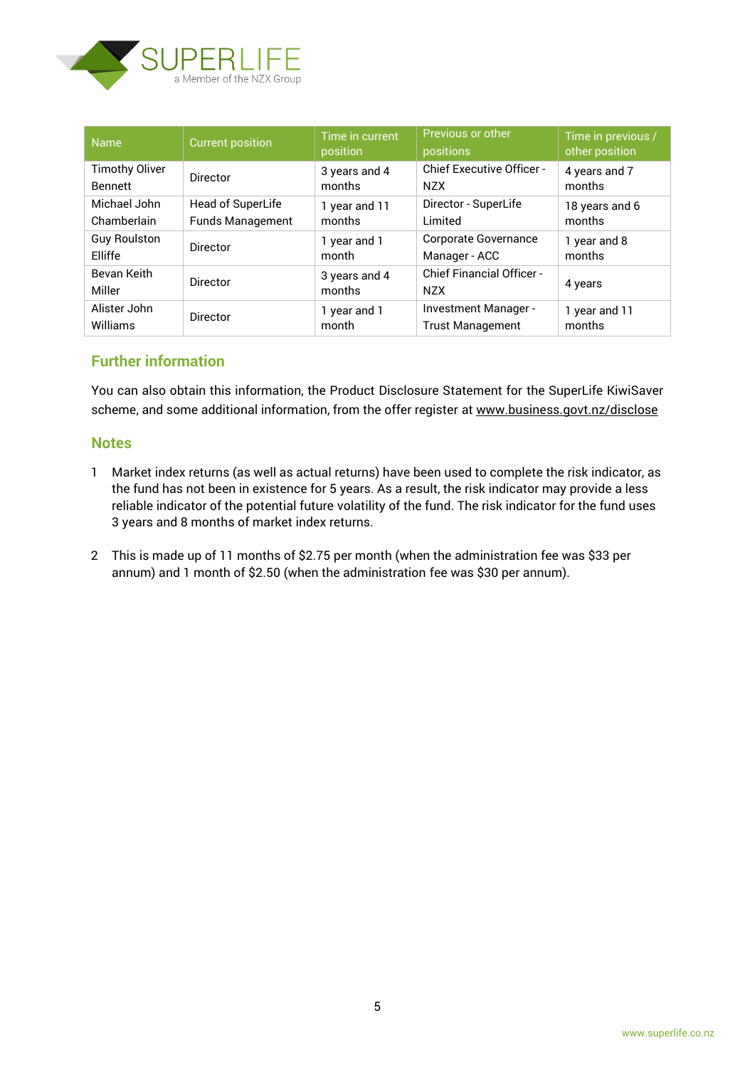| Name | Current position | Time in current position | Previous or other positions | Time in previous / other position |
|---|---|---|---|---|
| Timothy Oliver Bennett | Director | 3 years and 4 months | Chief Executive Officer - NZX | 4 years and 7 months |
| Michael John Chamberlain | Head of SuperLife Funds Management | 1 year and 11 months | Director - SuperLife Limited | 18 years and 6 months |
| Guy Roulston Elliffe | Director | 1 year and 1 month | Corporate Governance Manager - ACC | 1 year and 8 months |
| Bevan Keith Miller | Director | 3 years and 4 months | Chief Financial Officer - NZX | 4 years |
| Alister John Williams | Director | 1 year and 1 month | Investment Manager - Trust Management | 1 year and 11 months |

## Further information

You can also obtain this information, the Product Disclosure Statement for the SuperLife KiwiSaver scheme, and some additional information, from the offer register at www.business.govt.nz/disclose

## Notes

1. Market index returns (as well as actual returns) have been used to complete the risk indicator, as the fund has not been in existence for 5 years. As a result, the risk indicator may provide a less reliable indicator of the potential future volatility of the fund. The risk indicator for the fund uses 3 years and 8 months of market index returns.

2. This is made up of 11 months of $2.75 per month (when the administration fee was $33 per annum) and 1 month of $2.50 (when the administration fee was $30 per annum).